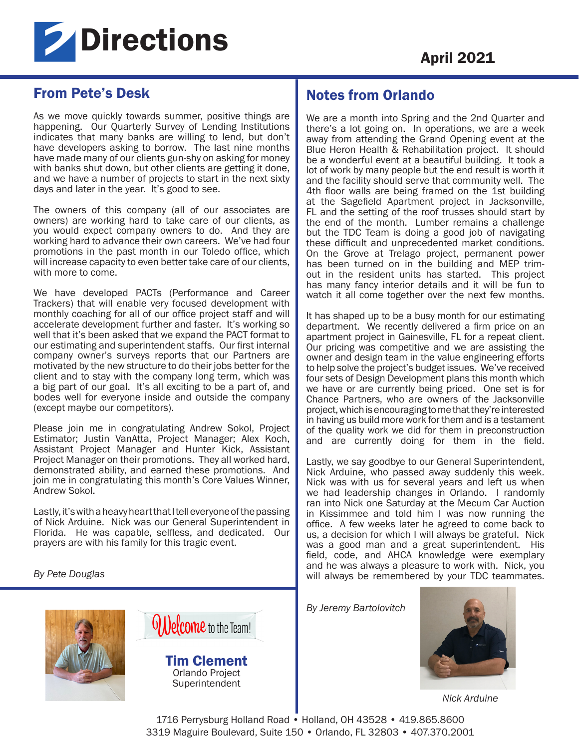# Directions

April 2021

## From Pete's Desk

As we move quickly towards summer, positive things are happening. Our Quarterly Survey of Lending Institutions indicates that many banks are willing to lend, but don't have developers asking to borrow. The last nine months have made many of our clients gun-shy on asking for money with banks shut down, but other clients are getting it done, and we have a number of projects to start in the next sixty days and later in the year. It's good to see.

The owners of this company (all of our associates are owners) are working hard to take care of our clients, as you would expect company owners to do. And they are working hard to advance their own careers. We've had four promotions in the past month in our Toledo office, which will increase capacity to even better take care of our clients, with more to come.

We have developed PACTs (Performance and Career Trackers) that will enable very focused development with monthly coaching for all of our office project staff and will accelerate development further and faster. It's working so well that it's been asked that we expand the PACT format to our estimating and superintendent staffs. Our first internal company owner's surveys reports that our Partners are motivated by the new structure to do their jobs better for the client and to stay with the company long term, which was a big part of our goal. It's all exciting to be a part of, and bodes well for everyone inside and outside the company (except maybe our competitors).

Please join me in congratulating Andrew Sokol, Project Estimator; Justin VanAtta, Project Manager; Alex Koch, Assistant Project Manager and Hunter Kick, Assistant Project Manager on their promotions. They all worked hard, demonstrated ability, and earned these promotions. And join me in congratulating this month's Core Values Winner, Andrew Sokol.

Lastly, it's with a heavy heart that I tell everyone of the passing of Nick Arduine. Nick was our General Superintendent in Florida. He was capable, selfless, and dedicated. Our prayers are with his family for this tragic event.

*By Pete Douglas*

Welcome to the Team!

**Tim Clement**
Orlando Project Superintendent

## Notes from Orlando

We are a month into Spring and the 2nd Quarter and there's a lot going on. In operations, we are a week away from attending the Grand Opening event at the Blue Heron Health & Rehabilitation project. It should be a wonderful event at a beautiful building. It took a lot of work by many people but the end result is worth it and the facility should serve that community well. The 4th floor walls are being framed on the 1st building at the Sagefield Apartment project in Jacksonville, FL and the setting of the roof trusses should start by the end of the month. Lumber remains a challenge but the TDC Team is doing a good job of navigating these difficult and unprecedented market conditions. On the Grove at Trelago project, permanent power has been turned on in the building and MEP trim-out in the resident units has started. This project has many fancy interior details and it will be fun to watch it all come together over the next few months.

It has shaped up to be a busy month for our estimating department. We recently delivered a firm price on an apartment project in Gainesville, FL for a repeat client. Our pricing was competitive and we are assisting the owner and design team in the value engineering efforts to help solve the project's budget issues. We've received four sets of Design Development plans this month which we have or are currently being priced. One set is for Chance Partners, who are owners of the Jacksonville project, which is encouraging to me that they're interested in having us build more work for them and is a testament of the quality work we did for them in preconstruction and are currently doing for them in the field.

Lastly, we say goodbye to our General Superintendent, Nick Arduine, who passed away suddenly this week. Nick was with us for several years and left us when we had leadership changes in Orlando. I randomly ran into Nick one Saturday at the Mecum Car Auction in Kissimmee and told him I was now running the office. A few weeks later he agreed to come back to us, a decision for which I will always be grateful. Nick was a good man and a great superintendent. His field, code, and AHCA knowledge were exemplary and he was always a pleasure to work with. Nick, you will always be remembered by your TDC teammates.

*By Jeremy Bartolovitch*

*Nick Arduine*

1716 Perrysburg Holland Road • Holland, OH 43528 • 419.865.8600
3319 Maguire Boulevard, Suite 150 • Orlando, FL 32803 • 407.370.2001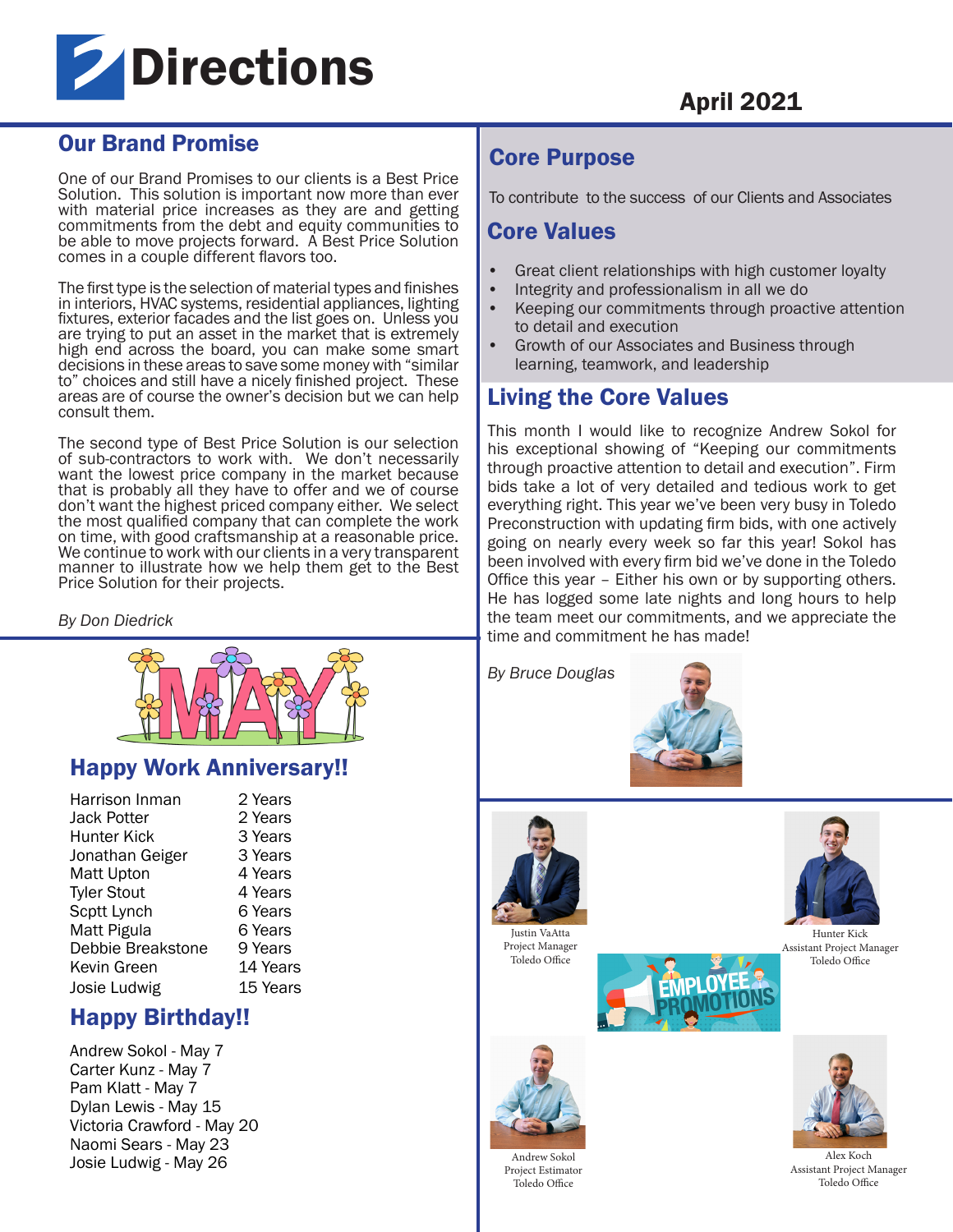# Directions

April 2021

## Our Brand Promise

One of our Brand Promises to our clients is a Best Price Solution. This solution is important now more than ever with material price increases as they are and getting commitments from the debt and equity communities to be able to move projects forward. A Best Price Solution comes in a couple different flavors too.

The first type is the selection of material types and finishes in interiors, HVAC systems, residential appliances, lighting fixtures, exterior facades and the list goes on. Unless you are trying to put an asset in the market that is extremely high end across the board, you can make some smart decisions in these areas to save some money with "similar to" choices and still have a nicely finished project. These areas are of course the owner's decision but we can help consult them.

The second type of Best Price Solution is our selection of sub-contractors to work with. We don't necessarily want the lowest price company in the market because that is probably all they have to offer and we of course don't want the highest priced company either. We select the most qualified company that can complete the work on time, with good craftsmanship at a reasonable price. We continue to work with our clients in a very transparent manner to illustrate how we help them get to the Best Price Solution for their projects.

*By Don Diedrick*

## Core Purpose

To contribute to the success of our Clients and Associates

## Core Values

- Great client relationships with high customer loyalty
- Integrity and professionalism in all we do
- Keeping our commitments through proactive attention to detail and execution
- Growth of our Associates and Business through learning, teamwork, and leadership

## Living the Core Values

This month I would like to recognize Andrew Sokol for his exceptional showing of "Keeping our commitments through proactive attention to detail and execution". Firm bids take a lot of very detailed and tedious work to get everything right. This year we've been very busy in Toledo Preconstruction with updating firm bids, with one actively going on nearly every week so far this year! Sokol has been involved with every firm bid we've done in the Toledo Office this year – Either his own or by supporting others. He has logged some late nights and long hours to help the team meet our commitments, and we appreciate the time and commitment he has made!

*By Bruce Douglas*

## Happy Work Anniversary!!

| | |
|---|---|
| Harrison Inman | 2 Years |
| Jack Potter | 2 Years |
| Hunter Kick | 3 Years |
| Jonathan Geiger | 3 Years |
| Matt Upton | 4 Years |
| Tyler Stout | 4 Years |
| Scptt Lynch | 6 Years |
| Matt Pigula | 6 Years |
| Debbie Breakstone | 9 Years |
| Kevin Green | 14 Years |
| Josie Ludwig | 15 Years |

## Happy Birthday!!

Andrew Sokol - May 7
Carter Kunz - May 7
Pam Klatt - May 7
Dylan Lewis - May 15
Victoria Crawford - May 20
Naomi Sears - May 23
Josie Ludwig - May 26

EMPLOYEE PROMOTIONS

Justin VaAtta
Project Manager
Toledo Office

Hunter Kick
Assistant Project Manager
Toledo Office

Andrew Sokol
Project Estimator
Toledo Office

Alex Koch
Assistant Project Manager
Toledo Office